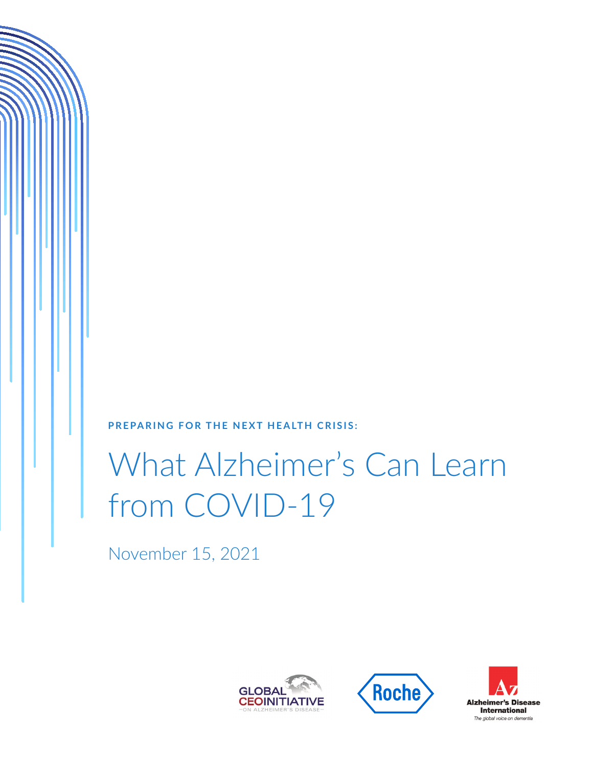**PREPARING FOR THE NEXT HEALTH CRISIS:**

# What Alzheimer's Can Learn from COVID-19

November 15, 2021

GLOBAL CEOINITIATIVE ON ALZHEIMER'S DISEASE

Roche

Alzheimer's Disease International
*The global voice on dementia*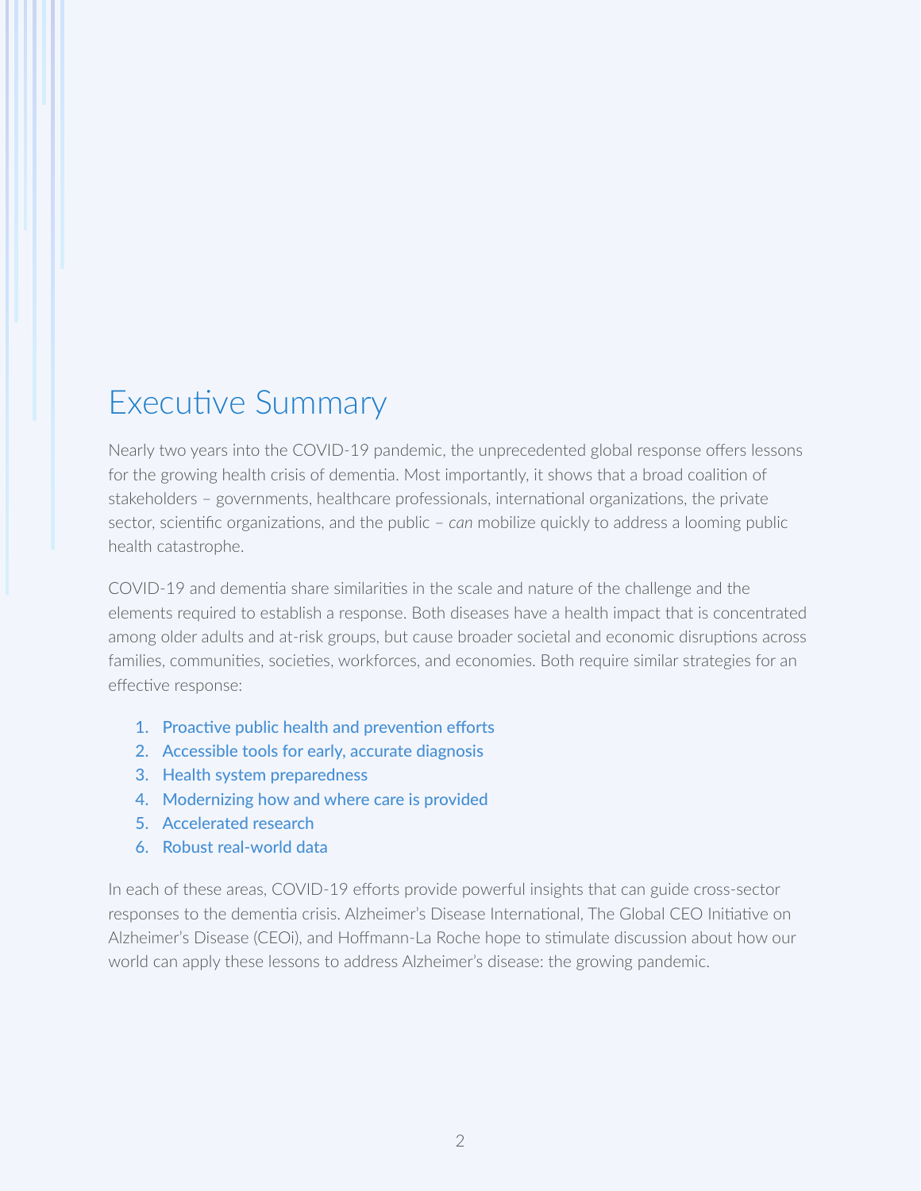# Executive Summary

Nearly two years into the COVID-19 pandemic, the unprecedented global response offers lessons for the growing health crisis of dementia. Most importantly, it shows that a broad coalition of stakeholders – governments, healthcare professionals, international organizations, the private sector, scientific organizations, and the public – *can* mobilize quickly to address a looming public health catastrophe.

COVID-19 and dementia share similarities in the scale and nature of the challenge and the elements required to establish a response. Both diseases have a health impact that is concentrated among older adults and at-risk groups, but cause broader societal and economic disruptions across families, communities, societies, workforces, and economies. Both require similar strategies for an effective response:

1. Proactive public health and prevention efforts
2. Accessible tools for early, accurate diagnosis
3. Health system preparedness
4. Modernizing how and where care is provided
5. Accelerated research
6. Robust real-world data

In each of these areas, COVID-19 efforts provide powerful insights that can guide cross-sector responses to the dementia crisis. Alzheimer's Disease International, The Global CEO Initiative on Alzheimer's Disease (CEOi), and Hoffmann-La Roche hope to stimulate discussion about how our world can apply these lessons to address Alzheimer's disease: the growing pandemic.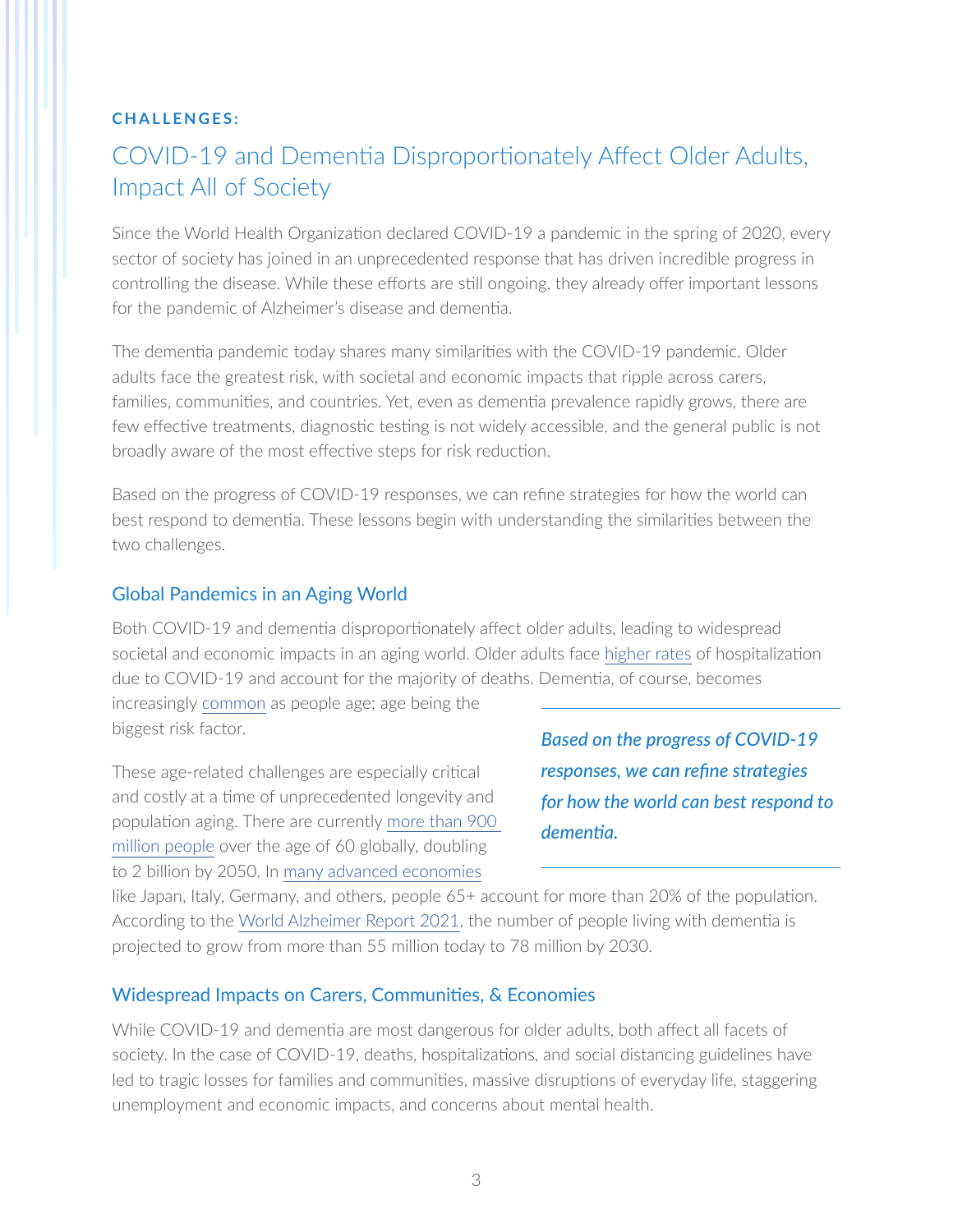**CHALLENGES:**

# COVID-19 and Dementia Disproportionately Affect Older Adults, Impact All of Society

Since the World Health Organization declared COVID-19 a pandemic in the spring of 2020, every sector of society has joined in an unprecedented response that has driven incredible progress in controlling the disease. While these efforts are still ongoing, they already offer important lessons for the pandemic of Alzheimer's disease and dementia.

The dementia pandemic today shares many similarities with the COVID-19 pandemic. Older adults face the greatest risk, with societal and economic impacts that ripple across carers, families, communities, and countries. Yet, even as dementia prevalence rapidly grows, there are few effective treatments, diagnostic testing is not widely accessible, and the general public is not broadly aware of the most effective steps for risk reduction.

Based on the progress of COVID-19 responses, we can refine strategies for how the world can best respond to dementia. These lessons begin with understanding the similarities between the two challenges.

## Global Pandemics in an Aging World

Both COVID-19 and dementia disproportionately affect older adults, leading to widespread societal and economic impacts in an aging world. Older adults face higher rates of hospitalization due to COVID-19 and account for the majority of deaths. Dementia, of course, becomes increasingly common as people age; age being the biggest risk factor.

> ***Based on the progress of COVID-19 responses, we can refine strategies for how the world can best respond to dementia.***

These age-related challenges are especially critical and costly at a time of unprecedented longevity and population aging. There are currently more than 900 million people over the age of 60 globally, doubling to 2 billion by 2050. In many advanced economies like Japan, Italy, Germany, and others, people 65+ account for more than 20% of the population. According to the World Alzheimer Report 2021, the number of people living with dementia is projected to grow from more than 55 million today to 78 million by 2030.

## Widespread Impacts on Carers, Communities, & Economies

While COVID-19 and dementia are most dangerous for older adults, both affect all facets of society. In the case of COVID-19, deaths, hospitalizations, and social distancing guidelines have led to tragic losses for families and communities, massive disruptions of everyday life, staggering unemployment and economic impacts, and concerns about mental health.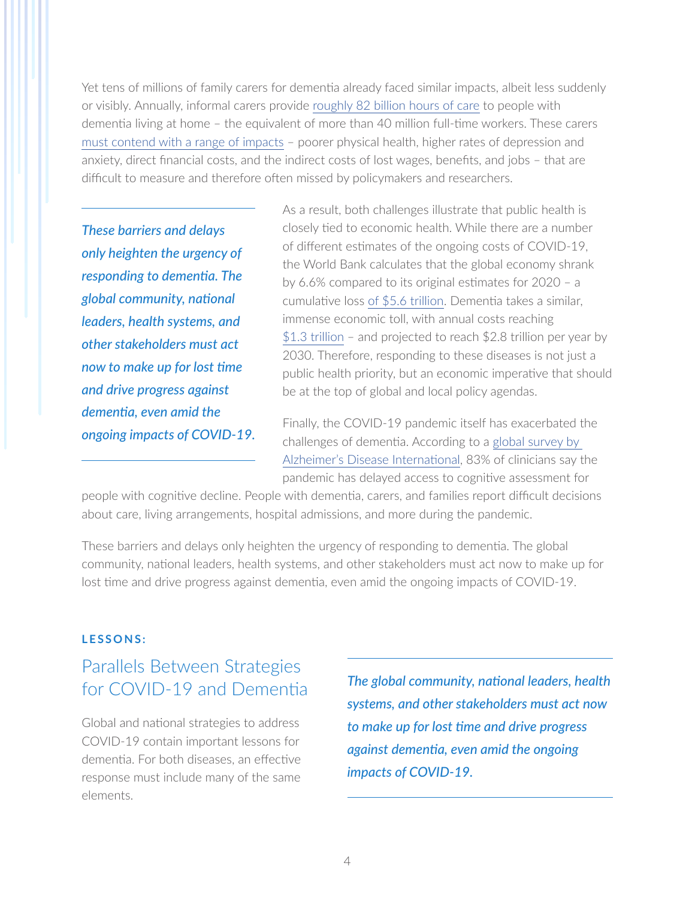Yet tens of millions of family carers for dementia already faced similar impacts, albeit less suddenly or visibly. Annually, informal carers provide roughly 82 billion hours of care to people with dementia living at home – the equivalent of more than 40 million full-time workers. These carers must contend with a range of impacts – poorer physical health, higher rates of depression and anxiety, direct financial costs, and the indirect costs of lost wages, benefits, and jobs – that are difficult to measure and therefore often missed by policymakers and researchers.

> ***These barriers and delays only heighten the urgency of responding to dementia. The global community, national leaders, health systems, and other stakeholders must act now to make up for lost time and drive progress against dementia, even amid the ongoing impacts of COVID-19.***

As a result, both challenges illustrate that public health is closely tied to economic health. While there are a number of different estimates of the ongoing costs of COVID-19, the World Bank calculates that the global economy shrank by 6.6% compared to its original estimates for 2020 – a cumulative loss of $5.6 trillion. Dementia takes a similar, immense economic toll, with annual costs reaching $1.3 trillion – and projected to reach $2.8 trillion per year by 2030. Therefore, responding to these diseases is not just a public health priority, but an economic imperative that should be at the top of global and local policy agendas.

Finally, the COVID-19 pandemic itself has exacerbated the challenges of dementia. According to a global survey by Alzheimer's Disease International, 83% of clinicians say the pandemic has delayed access to cognitive assessment for people with cognitive decline. People with dementia, carers, and families report difficult decisions about care, living arrangements, hospital admissions, and more during the pandemic.

These barriers and delays only heighten the urgency of responding to dementia. The global community, national leaders, health systems, and other stakeholders must act now to make up for lost time and drive progress against dementia, even amid the ongoing impacts of COVID-19.

**LESSONS:**

## Parallels Between Strategies for COVID-19 and Dementia

Global and national strategies to address COVID-19 contain important lessons for dementia. For both diseases, an effective response must include many of the same elements.

> ***The global community, national leaders, health systems, and other stakeholders must act now to make up for lost time and drive progress against dementia, even amid the ongoing impacts of COVID-19.***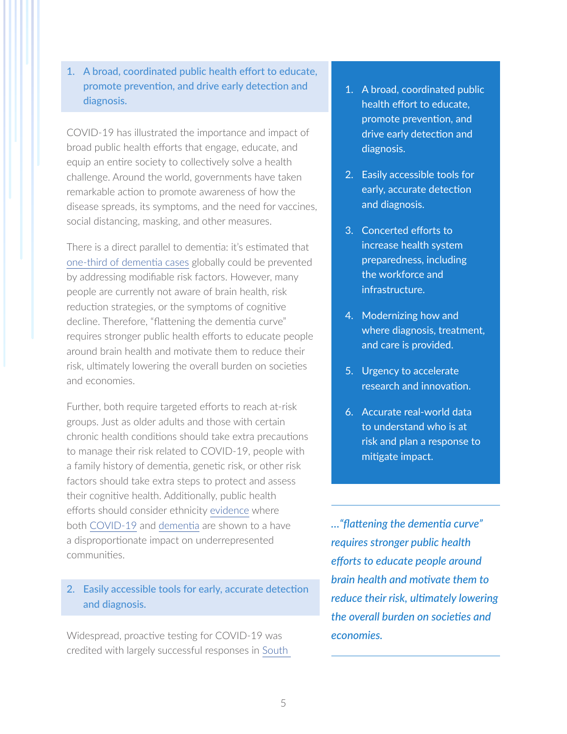### 1. A broad, coordinated public health effort to educate, promote prevention, and drive early detection and diagnosis.

COVID-19 has illustrated the importance and impact of broad public health efforts that engage, educate, and equip an entire society to collectively solve a health challenge. Around the world, governments have taken remarkable action to promote awareness of how the disease spreads, its symptoms, and the need for vaccines, social distancing, masking, and other measures.

There is a direct parallel to dementia: it's estimated that one-third of dementia cases globally could be prevented by addressing modifiable risk factors. However, many people are currently not aware of brain health, risk reduction strategies, or the symptoms of cognitive decline. Therefore, "flattening the dementia curve" requires stronger public health efforts to educate people around brain health and motivate them to reduce their risk, ultimately lowering the overall burden on societies and economies.

Further, both require targeted efforts to reach at-risk groups. Just as older adults and those with certain chronic health conditions should take extra precautions to manage their risk related to COVID-19, people with a family history of dementia, genetic risk, or other risk factors should take extra steps to protect and assess their cognitive health. Additionally, public health efforts should consider ethnicity evidence where both COVID-19 and dementia are shown to a have a disproportionate impact on underrepresented communities.

### 2. Easily accessible tools for early, accurate detection and diagnosis.

Widespread, proactive testing for COVID-19 was credited with largely successful responses in South

1. A broad, coordinated public health effort to educate, promote prevention, and drive early detection and diagnosis.
2. Easily accessible tools for early, accurate detection and diagnosis.
3. Concerted efforts to increase health system preparedness, including the workforce and infrastructure.
4. Modernizing how and where diagnosis, treatment, and care is provided.
5. Urgency to accelerate research and innovation.
6. Accurate real-world data to understand who is at risk and plan a response to mitigate impact.

***…"flattening the dementia curve" requires stronger public health efforts to educate people around brain health and motivate them to reduce their risk, ultimately lowering the overall burden on societies and economies.***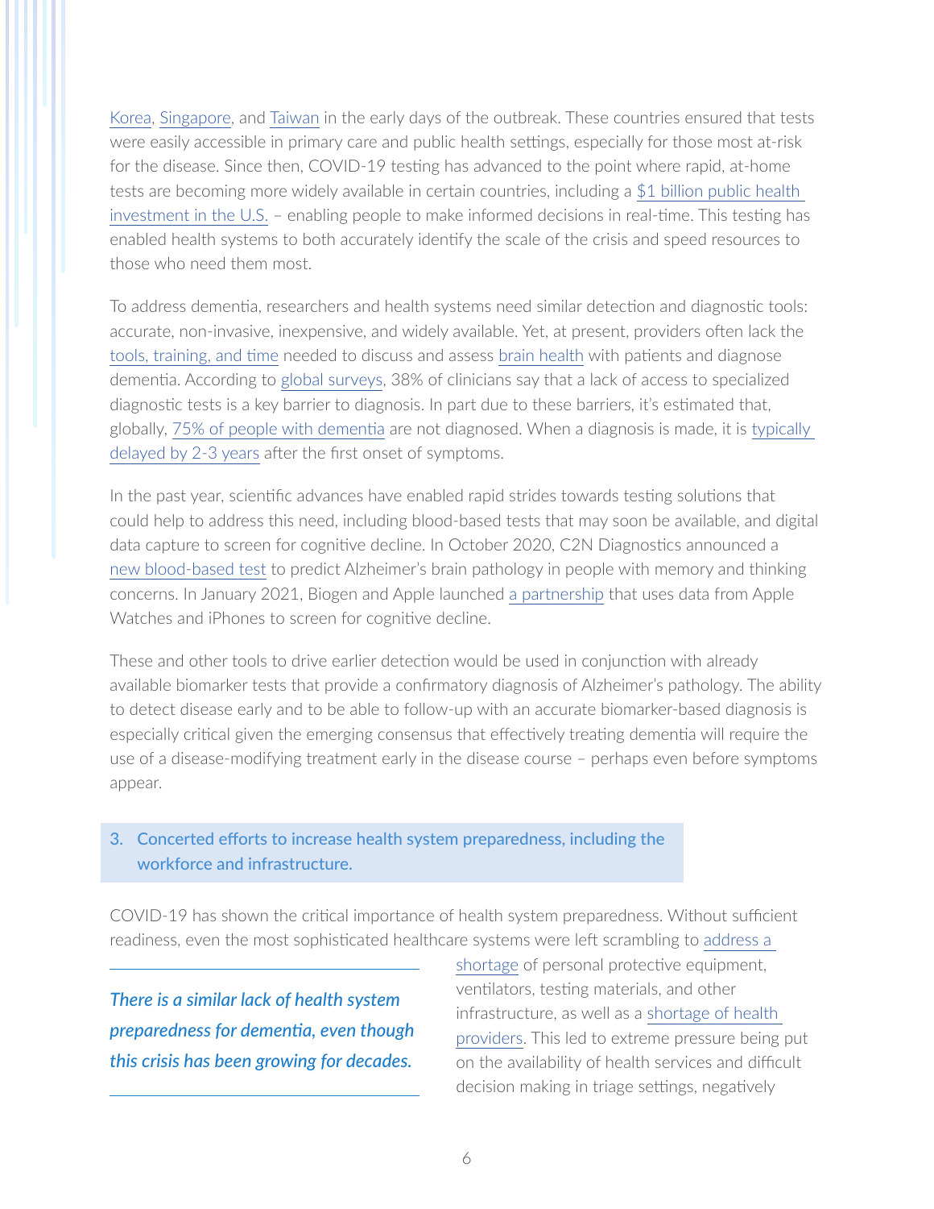Korea, Singapore, and Taiwan in the early days of the outbreak. These countries ensured that tests were easily accessible in primary care and public health settings, especially for those most at-risk for the disease. Since then, COVID-19 testing has advanced to the point where rapid, at-home tests are becoming more widely available in certain countries, including a $1 billion public health investment in the U.S. – enabling people to make informed decisions in real-time. This testing has enabled health systems to both accurately identify the scale of the crisis and speed resources to those who need them most.

To address dementia, researchers and health systems need similar detection and diagnostic tools: accurate, non-invasive, inexpensive, and widely available. Yet, at present, providers often lack the tools, training, and time needed to discuss and assess brain health with patients and diagnose dementia. According to global surveys, 38% of clinicians say that a lack of access to specialized diagnostic tests is a key barrier to diagnosis. In part due to these barriers, it's estimated that, globally, 75% of people with dementia are not diagnosed. When a diagnosis is made, it is typically delayed by 2-3 years after the first onset of symptoms.

In the past year, scientific advances have enabled rapid strides towards testing solutions that could help to address this need, including blood-based tests that may soon be available, and digital data capture to screen for cognitive decline. In October 2020, C2N Diagnostics announced a new blood-based test to predict Alzheimer's brain pathology in people with memory and thinking concerns. In January 2021, Biogen and Apple launched a partnership that uses data from Apple Watches and iPhones to screen for cognitive decline.

These and other tools to drive earlier detection would be used in conjunction with already available biomarker tests that provide a confirmatory diagnosis of Alzheimer's pathology. The ability to detect disease early and to be able to follow-up with an accurate biomarker-based diagnosis is especially critical given the emerging consensus that effectively treating dementia will require the use of a disease-modifying treatment early in the disease course – perhaps even before symptoms appear.

### 3. Concerted efforts to increase health system preparedness, including the workforce and infrastructure.

COVID-19 has shown the critical importance of health system preparedness. Without sufficient readiness, even the most sophisticated healthcare systems were left scrambling to address a shortage of personal protective equipment, ventilators, testing materials, and other infrastructure, as well as a shortage of health providers. This led to extreme pressure being put on the availability of health services and difficult decision making in triage settings, negatively

> ***There is a similar lack of health system preparedness for dementia, even though this crisis has been growing for decades.***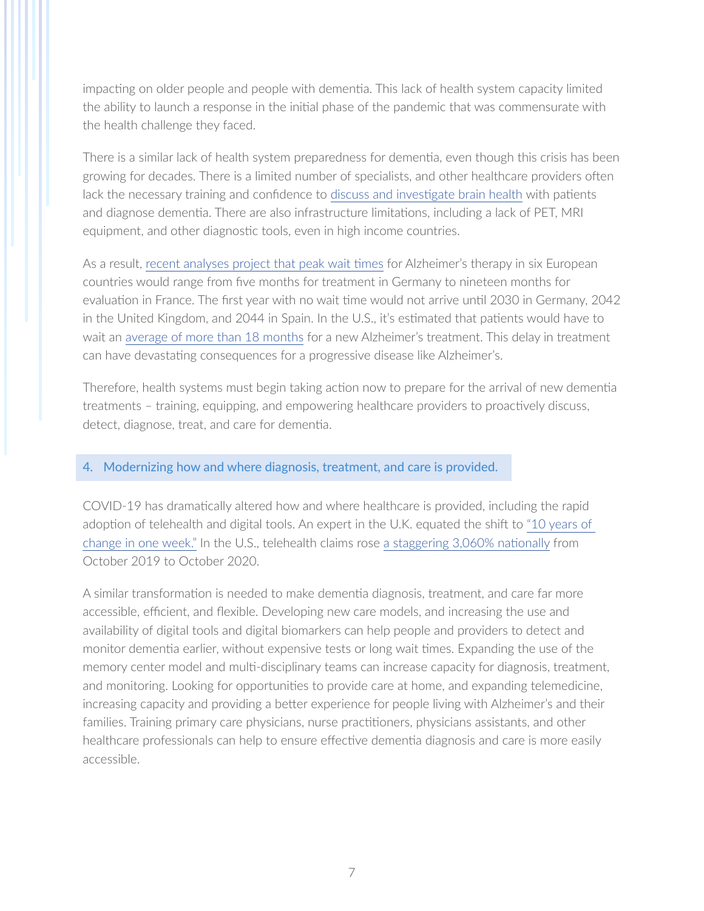impacting on older people and people with dementia. This lack of health system capacity limited the ability to launch a response in the initial phase of the pandemic that was commensurate with the health challenge they faced.

There is a similar lack of health system preparedness for dementia, even though this crisis has been growing for decades. There is a limited number of specialists, and other healthcare providers often lack the necessary training and confidence to discuss and investigate brain health with patients and diagnose dementia. There are also infrastructure limitations, including a lack of PET, MRI equipment, and other diagnostic tools, even in high income countries.

As a result, recent analyses project that peak wait times for Alzheimer's therapy in six European countries would range from five months for treatment in Germany to nineteen months for evaluation in France. The first year with no wait time would not arrive until 2030 in Germany, 2042 in the United Kingdom, and 2044 in Spain. In the U.S., it's estimated that patients would have to wait an average of more than 18 months for a new Alzheimer's treatment. This delay in treatment can have devastating consequences for a progressive disease like Alzheimer's.

Therefore, health systems must begin taking action now to prepare for the arrival of new dementia treatments – training, equipping, and empowering healthcare providers to proactively discuss, detect, diagnose, treat, and care for dementia.

## 4. Modernizing how and where diagnosis, treatment, and care is provided.

COVID-19 has dramatically altered how and where healthcare is provided, including the rapid adoption of telehealth and digital tools. An expert in the U.K. equated the shift to "10 years of change in one week." In the U.S., telehealth claims rose a staggering 3,060% nationally from October 2019 to October 2020.

A similar transformation is needed to make dementia diagnosis, treatment, and care far more accessible, efficient, and flexible. Developing new care models, and increasing the use and availability of digital tools and digital biomarkers can help people and providers to detect and monitor dementia earlier, without expensive tests or long wait times. Expanding the use of the memory center model and multi-disciplinary teams can increase capacity for diagnosis, treatment, and monitoring. Looking for opportunities to provide care at home, and expanding telemedicine, increasing capacity and providing a better experience for people living with Alzheimer's and their families. Training primary care physicians, nurse practitioners, physicians assistants, and other healthcare professionals can help to ensure effective dementia diagnosis and care is more easily accessible.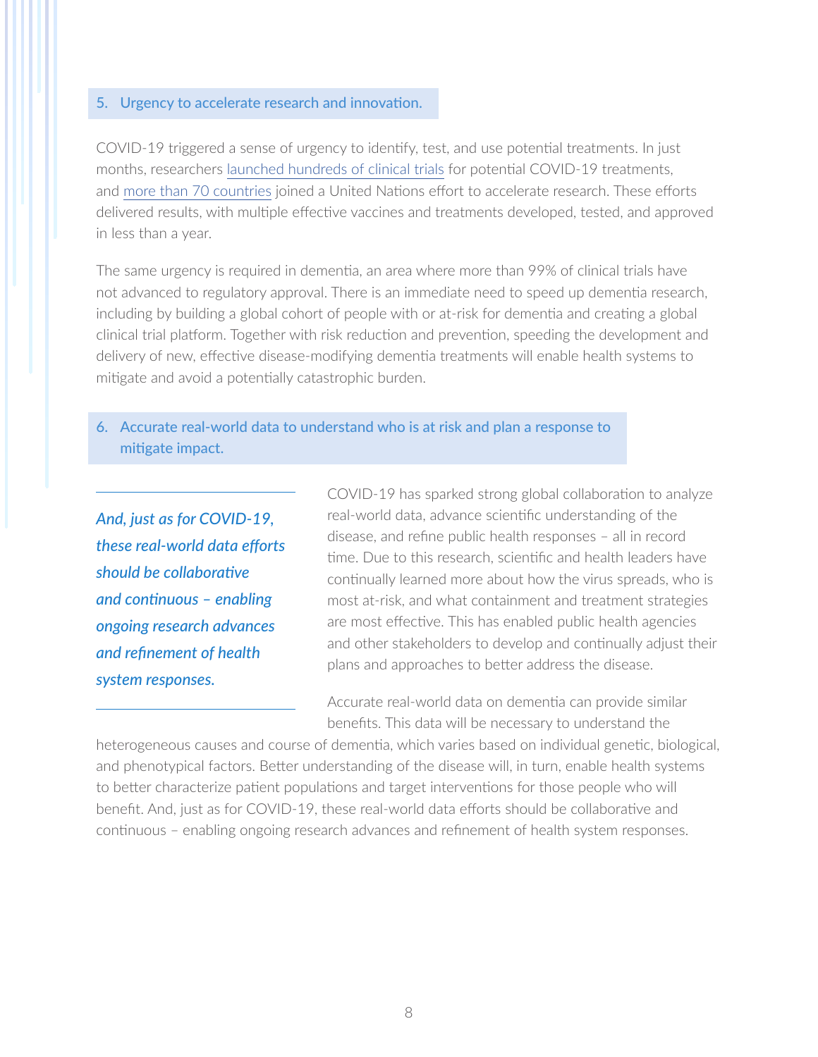### 5. Urgency to accelerate research and innovation.

COVID-19 triggered a sense of urgency to identify, test, and use potential treatments. In just months, researchers launched hundreds of clinical trials for potential COVID-19 treatments, and more than 70 countries joined a United Nations effort to accelerate research. These efforts delivered results, with multiple effective vaccines and treatments developed, tested, and approved in less than a year.

The same urgency is required in dementia, an area where more than 99% of clinical trials have not advanced to regulatory approval. There is an immediate need to speed up dementia research, including by building a global cohort of people with or at-risk for dementia and creating a global clinical trial platform. Together with risk reduction and prevention, speeding the development and delivery of new, effective disease-modifying dementia treatments will enable health systems to mitigate and avoid a potentially catastrophic burden.

### 6. Accurate real-world data to understand who is at risk and plan a response to mitigate impact.

*And, just as for COVID-19, these real-world data efforts should be collaborative and continuous – enabling ongoing research advances and refinement of health system responses.*

COVID-19 has sparked strong global collaboration to analyze real-world data, advance scientific understanding of the disease, and refine public health responses – all in record time. Due to this research, scientific and health leaders have continually learned more about how the virus spreads, who is most at-risk, and what containment and treatment strategies are most effective. This has enabled public health agencies and other stakeholders to develop and continually adjust their plans and approaches to better address the disease.

Accurate real-world data on dementia can provide similar benefits. This data will be necessary to understand the heterogeneous causes and course of dementia, which varies based on individual genetic, biological, and phenotypical factors. Better understanding of the disease will, in turn, enable health systems to better characterize patient populations and target interventions for those people who will benefit. And, just as for COVID-19, these real-world data efforts should be collaborative and continuous – enabling ongoing research advances and refinement of health system responses.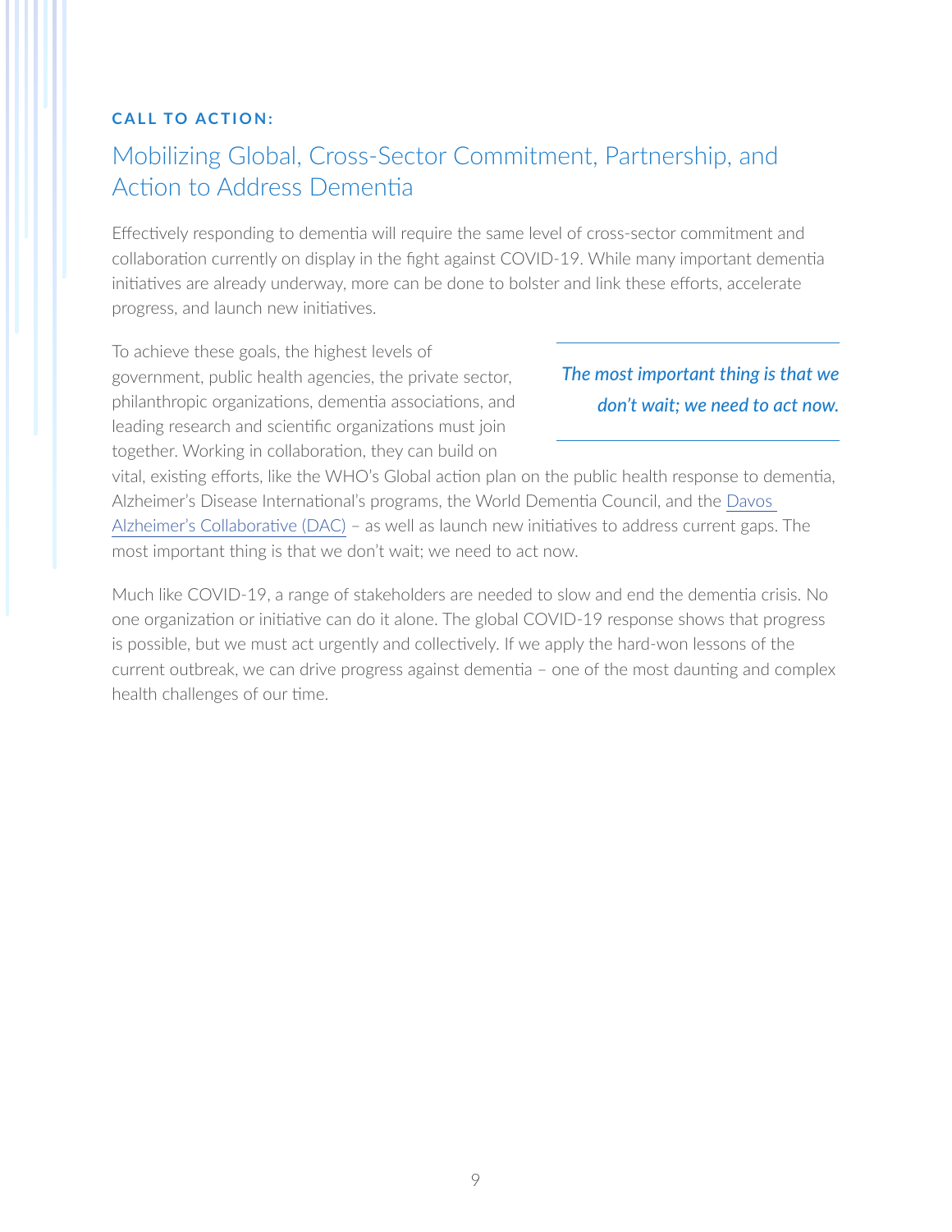**CALL TO ACTION:**

## Mobilizing Global, Cross-Sector Commitment, Partnership, and Action to Address Dementia

Effectively responding to dementia will require the same level of cross-sector commitment and collaboration currently on display in the fight against COVID-19. While many important dementia initiatives are already underway, more can be done to bolster and link these efforts, accelerate progress, and launch new initiatives.

To achieve these goals, the highest levels of government, public health agencies, the private sector, philanthropic organizations, dementia associations, and leading research and scientific organizations must join together. Working in collaboration, they can build on vital, existing efforts, like the WHO's Global action plan on the public health response to dementia, Alzheimer's Disease International's programs, the World Dementia Council, and the Davos Alzheimer's Collaborative (DAC) – as well as launch new initiatives to address current gaps. The most important thing is that we don't wait; we need to act now.

> ***The most important thing is that we don't wait; we need to act now.***

Much like COVID-19, a range of stakeholders are needed to slow and end the dementia crisis. No one organization or initiative can do it alone. The global COVID-19 response shows that progress is possible, but we must act urgently and collectively. If we apply the hard-won lessons of the current outbreak, we can drive progress against dementia – one of the most daunting and complex health challenges of our time.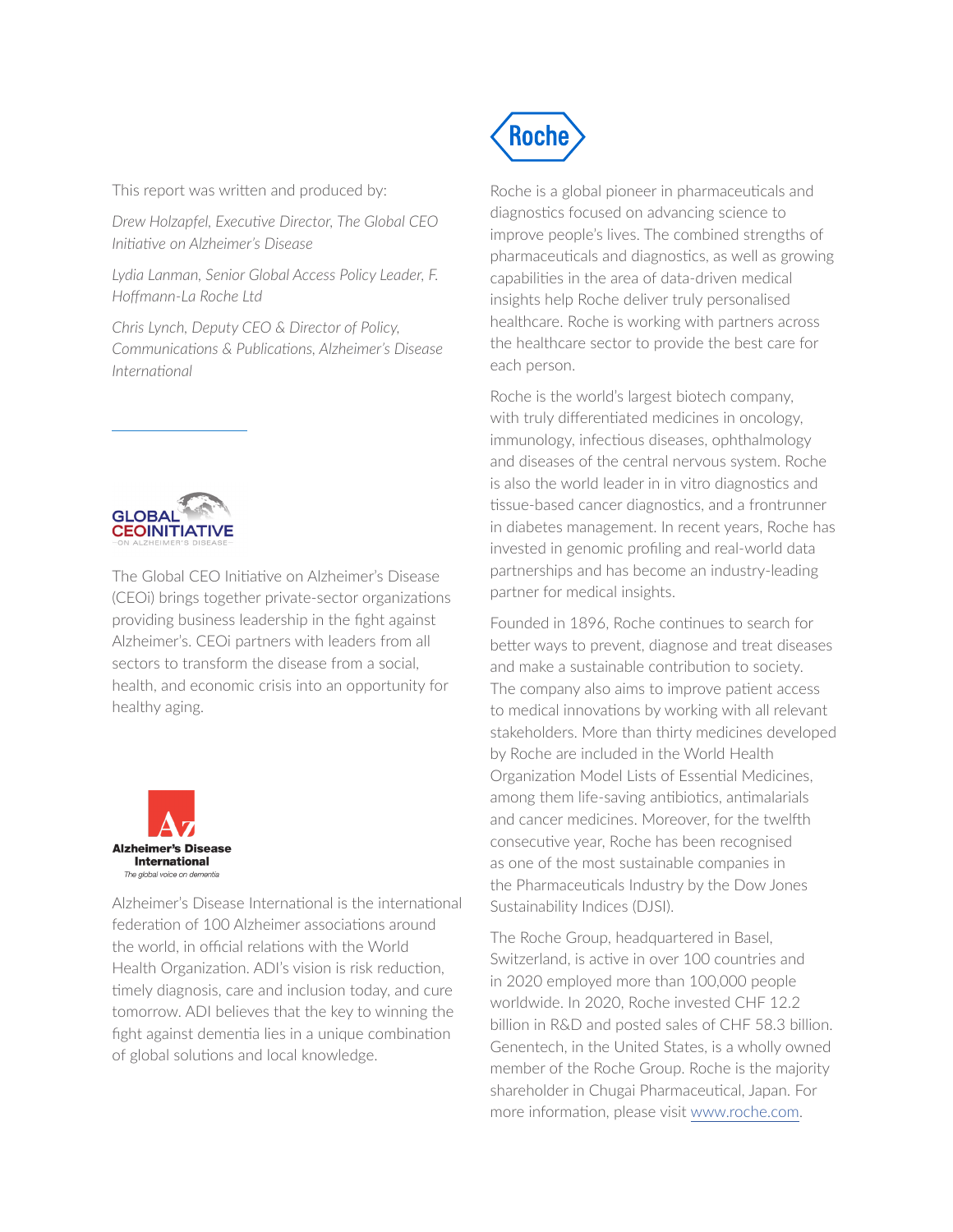This report was written and produced by:

*Drew Holzapfel, Executive Director, The Global CEO Initiative on Alzheimer's Disease*

*Lydia Lanman, Senior Global Access Policy Leader, F. Hoffmann-La Roche Ltd*

*Chris Lynch, Deputy CEO & Director of Policy, Communications & Publications, Alzheimer's Disease International*

The Global CEO Initiative on Alzheimer's Disease (CEOi) brings together private-sector organizations providing business leadership in the fight against Alzheimer's. CEOi partners with leaders from all sectors to transform the disease from a social, health, and economic crisis into an opportunity for healthy aging.

Alzheimer's Disease International is the international federation of 100 Alzheimer associations around the world, in official relations with the World Health Organization. ADI's vision is risk reduction, timely diagnosis, care and inclusion today, and cure tomorrow. ADI believes that the key to winning the fight against dementia lies in a unique combination of global solutions and local knowledge.

Roche is a global pioneer in pharmaceuticals and diagnostics focused on advancing science to improve people's lives. The combined strengths of pharmaceuticals and diagnostics, as well as growing capabilities in the area of data-driven medical insights help Roche deliver truly personalised healthcare. Roche is working with partners across the healthcare sector to provide the best care for each person.

Roche is the world's largest biotech company, with truly differentiated medicines in oncology, immunology, infectious diseases, ophthalmology and diseases of the central nervous system. Roche is also the world leader in in vitro diagnostics and tissue-based cancer diagnostics, and a frontrunner in diabetes management. In recent years, Roche has invested in genomic profiling and real-world data partnerships and has become an industry-leading partner for medical insights.

Founded in 1896, Roche continues to search for better ways to prevent, diagnose and treat diseases and make a sustainable contribution to society. The company also aims to improve patient access to medical innovations by working with all relevant stakeholders. More than thirty medicines developed by Roche are included in the World Health Organization Model Lists of Essential Medicines, among them life-saving antibiotics, antimalarials and cancer medicines. Moreover, for the twelfth consecutive year, Roche has been recognised as one of the most sustainable companies in the Pharmaceuticals Industry by the Dow Jones Sustainability Indices (DJSI).

The Roche Group, headquartered in Basel, Switzerland, is active in over 100 countries and in 2020 employed more than 100,000 people worldwide. In 2020, Roche invested CHF 12.2 billion in R&D and posted sales of CHF 58.3 billion. Genentech, in the United States, is a wholly owned member of the Roche Group. Roche is the majority shareholder in Chugai Pharmaceutical, Japan. For more information, please visit www.roche.com.